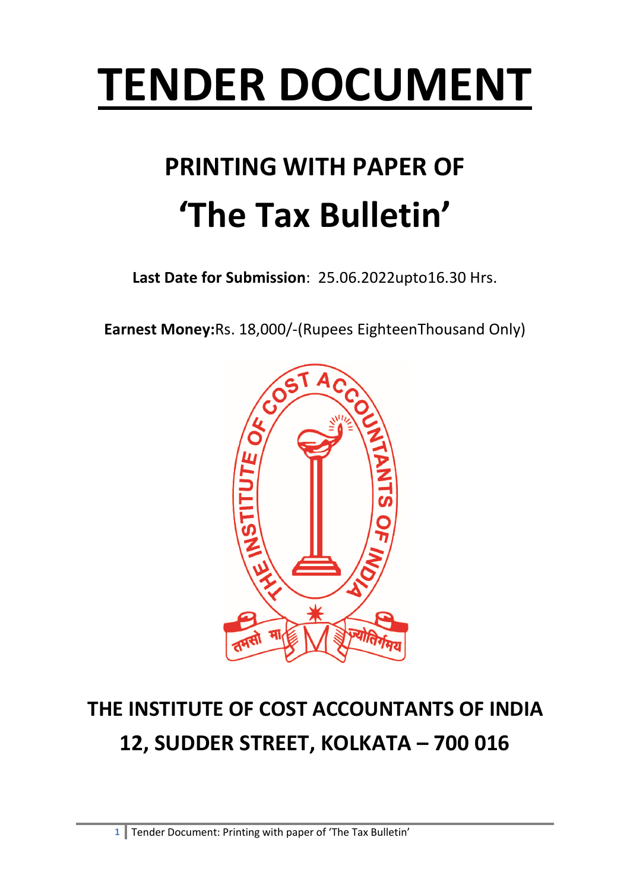# TENDER DOCUMENT

## PRINTING WITH PAPER OF

## 'The Tax Bulletin'

**Last Date for Submission**: 25.06.2022upto16.30 Hrs.

**Earnest Money:**Rs. 18,000/-(Rupees EighteenThousand Only)

## THE INSTITUTE OF COST ACCOUNTANTS OF INDIA

## 12, SUDDER STREET, KOLKATA – 700 016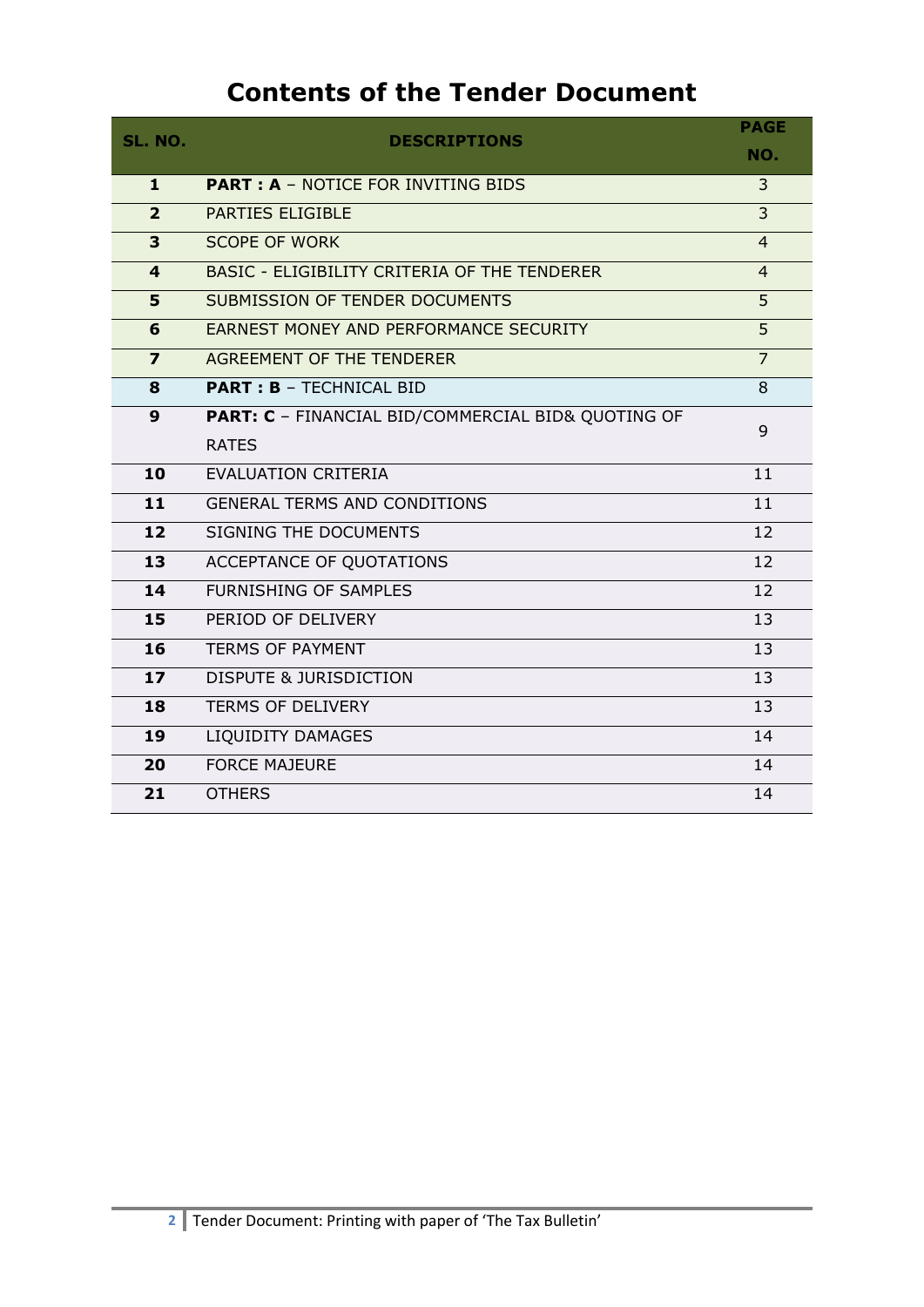# Contents of the Tender Document

| SL. NO. | DESCRIPTIONS | PAGE NO. |
|---|---|---|
| **1** | **PART : A** – NOTICE FOR INVITING BIDS | 3 |
| **2** | PARTIES ELIGIBLE | 3 |
| **3** | SCOPE OF WORK | 4 |
| **4** | BASIC - ELIGIBILITY CRITERIA OF THE TENDERER | 4 |
| **5** | SUBMISSION OF TENDER DOCUMENTS | 5 |
| **6** | EARNEST MONEY AND PERFORMANCE SECURITY | 5 |
| **7** | AGREEMENT OF THE TENDERER | 7 |
| **8** | **PART : B** – TECHNICAL BID | 8 |
| **9** | **PART: C** – FINANCIAL BID/COMMERCIAL BID& QUOTING OF RATES | 9 |
| **10** | EVALUATION CRITERIA | 11 |
| **11** | GENERAL TERMS AND CONDITIONS | 11 |
| **12** | SIGNING THE DOCUMENTS | 12 |
| **13** | ACCEPTANCE OF QUOTATIONS | 12 |
| **14** | FURNISHING OF SAMPLES | 12 |
| **15** | PERIOD OF DELIVERY | 13 |
| **16** | TERMS OF PAYMENT | 13 |
| **17** | DISPUTE & JURISDICTION | 13 |
| **18** | TERMS OF DELIVERY | 13 |
| **19** | LIQUIDITY DAMAGES | 14 |
| **20** | FORCE MAJEURE | 14 |
| **21** | OTHERS | 14 |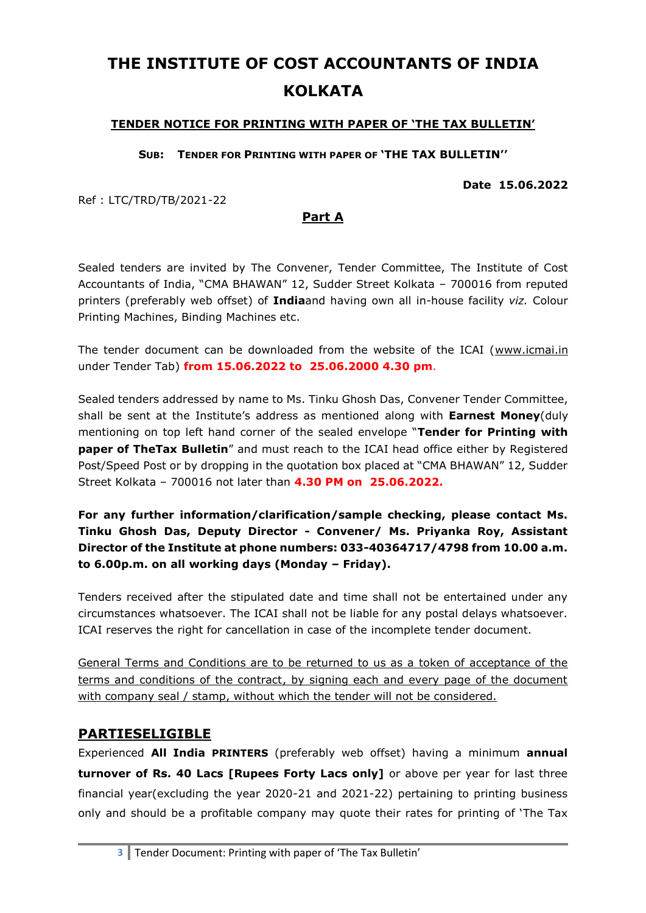# THE INSTITUTE OF COST ACCOUNTANTS OF INDIA KOLKATA

**TENDER NOTICE FOR PRINTING WITH PAPER OF 'THE TAX BULLETIN'**

**SUB: TENDER FOR PRINTING WITH PAPER OF 'THE TAX BULLETIN''**

**Date 15.06.2022**

Ref : LTC/TRD/TB/2021-22

## Part A

Sealed tenders are invited by The Convener, Tender Committee, The Institute of Cost Accountants of India, "CMA BHAWAN" 12, Sudder Street Kolkata – 700016 from reputed printers (preferably web offset) of **India**and having own all in-house facility *viz.* Colour Printing Machines, Binding Machines etc.

The tender document can be downloaded from the website of the ICAI (www.icmai.in under Tender Tab) **from 15.06.2022 to 25.06.2000 4.30 pm**.

Sealed tenders addressed by name to Ms. Tinku Ghosh Das, Convener Tender Committee, shall be sent at the Institute's address as mentioned along with **Earnest Money**(duly mentioning on top left hand corner of the sealed envelope "**Tender for Printing with paper of TheTax Bulletin**" and must reach to the ICAI head office either by Registered Post/Speed Post or by dropping in the quotation box placed at "CMA BHAWAN" 12, Sudder Street Kolkata – 700016 not later than **4.30 PM on 25.06.2022.**

**For any further information/clarification/sample checking, please contact Ms. Tinku Ghosh Das, Deputy Director - Convener/ Ms. Priyanka Roy, Assistant Director of the Institute at phone numbers: 033-40364717/4798 from 10.00 a.m. to 6.00p.m. on all working days (Monday – Friday).**

Tenders received after the stipulated date and time shall not be entertained under any circumstances whatsoever. The ICAI shall not be liable for any postal delays whatsoever. ICAI reserves the right for cancellation in case of the incomplete tender document.

General Terms and Conditions are to be returned to us as a token of acceptance of the terms and conditions of the contract, by signing each and every page of the document with company seal / stamp, without which the tender will not be considered.

## PARTIESELIGIBLE

Experienced **All India PRINTERS** (preferably web offset) having a minimum **annual turnover of Rs. 40 Lacs [Rupees Forty Lacs only]** or above per year for last three financial year(excluding the year 2020-21 and 2021-22) pertaining to printing business only and should be a profitable company may quote their rates for printing of 'The Tax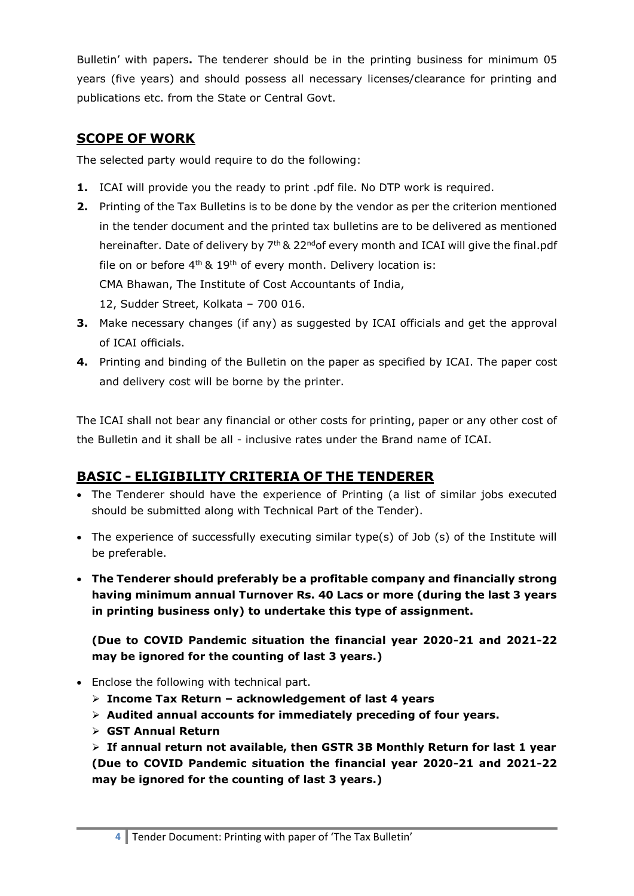Bulletin' with papers**.** The tenderer should be in the printing business for minimum 05 years (five years) and should possess all necessary licenses/clearance for printing and publications etc. from the State or Central Govt.

## SCOPE OF WORK

The selected party would require to do the following:

1. ICAI will provide you the ready to print .pdf file. No DTP work is required.
2. Printing of the Tax Bulletins is to be done by the vendor as per the criterion mentioned in the tender document and the printed tax bulletins are to be delivered as mentioned hereinafter. Date of delivery by 7th & 22ndof every month and ICAI will give the final.pdf file on or before 4th & 19th of every month. Delivery location is:
   CMA Bhawan, The Institute of Cost Accountants of India,
   12, Sudder Street, Kolkata – 700 016.
3. Make necessary changes (if any) as suggested by ICAI officials and get the approval of ICAI officials.
4. Printing and binding of the Bulletin on the paper as specified by ICAI. The paper cost and delivery cost will be borne by the printer.

The ICAI shall not bear any financial or other costs for printing, paper or any other cost of the Bulletin and it shall be all - inclusive rates under the Brand name of ICAI.

## BASIC - ELIGIBILITY CRITERIA OF THE TENDERER

- The Tenderer should have the experience of Printing (a list of similar jobs executed should be submitted along with Technical Part of the Tender).
- The experience of successfully executing similar type(s) of Job (s) of the Institute will be preferable.
- **The Tenderer should preferably be a profitable company and financially strong having minimum annual Turnover Rs. 40 Lacs or more (during the last 3 years in printing business only) to undertake this type of assignment.**

  **(Due to COVID Pandemic situation the financial year 2020-21 and 2021-22 may be ignored for the counting of last 3 years.)**

- Enclose the following with technical part.
  - **Income Tax Return – acknowledgement of last 4 years**
  - **Audited annual accounts for immediately preceding of four years.**
  - **GST Annual Return**
  - **If annual return not available, then GSTR 3B Monthly Return for last 1 year (Due to COVID Pandemic situation the financial year 2020-21 and 2021-22 may be ignored for the counting of last 3 years.)**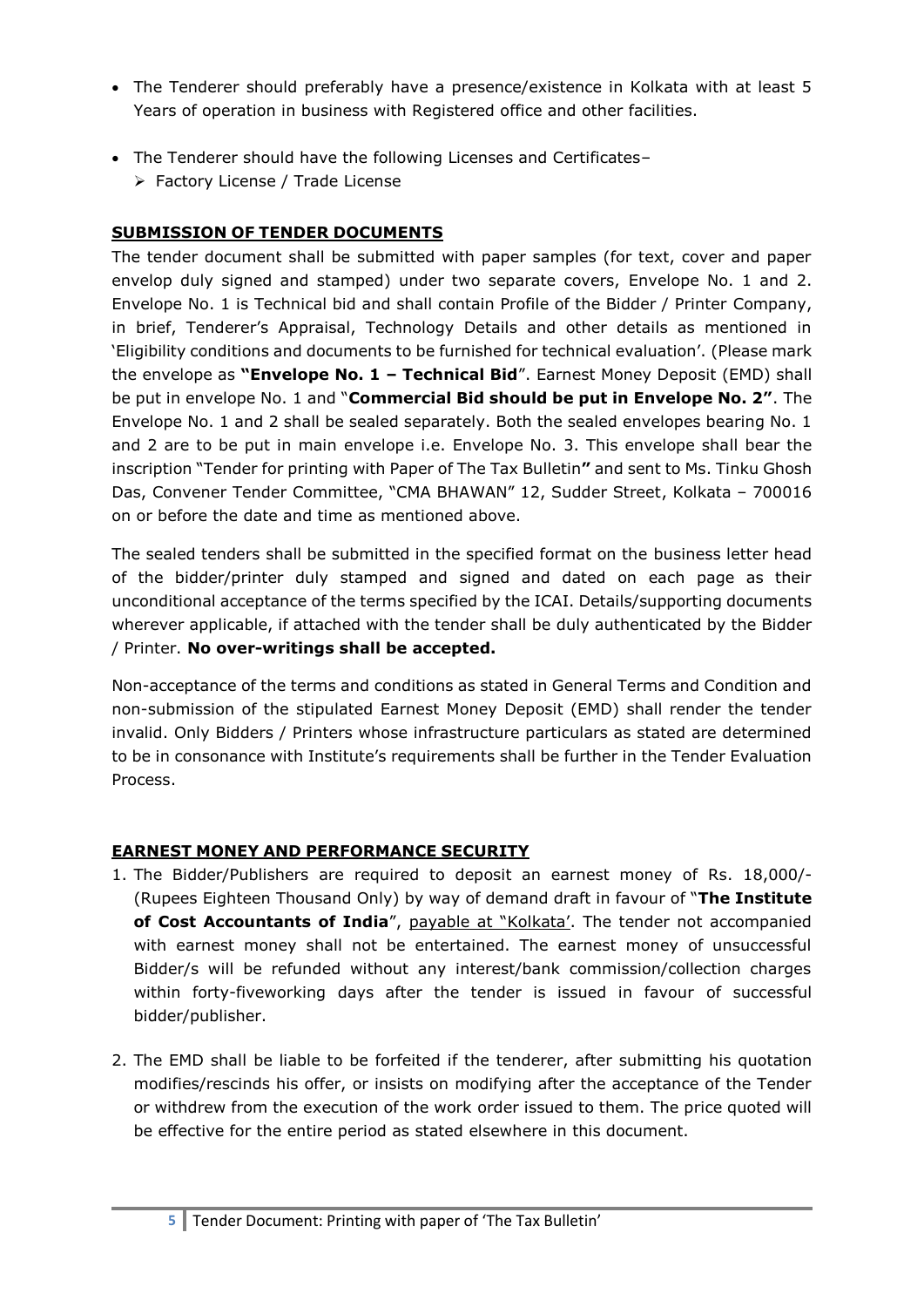- The Tenderer should preferably have a presence/existence in Kolkata with at least 5 Years of operation in business with Registered office and other facilities.

- The Tenderer should have the following Licenses and Certificates–
  - Factory License / Trade License

## SUBMISSION OF TENDER DOCUMENTS

The tender document shall be submitted with paper samples (for text, cover and paper envelop duly signed and stamped) under two separate covers, Envelope No. 1 and 2. Envelope No. 1 is Technical bid and shall contain Profile of the Bidder / Printer Company, in brief, Tenderer's Appraisal, Technology Details and other details as mentioned in 'Eligibility conditions and documents to be furnished for technical evaluation'. (Please mark the envelope as **"Envelope No. 1 – Technical Bid**". Earnest Money Deposit (EMD) shall be put in envelope No. 1 and "**Commercial Bid should be put in Envelope No. 2"**. The Envelope No. 1 and 2 shall be sealed separately. Both the sealed envelopes bearing No. 1 and 2 are to be put in main envelope i.e. Envelope No. 3. This envelope shall bear the inscription "Tender for printing with Paper of The Tax Bulletin**"** and sent to Ms. Tinku Ghosh Das, Convener Tender Committee, "CMA BHAWAN" 12, Sudder Street, Kolkata – 700016 on or before the date and time as mentioned above.

The sealed tenders shall be submitted in the specified format on the business letter head of the bidder/printer duly stamped and signed and dated on each page as their unconditional acceptance of the terms specified by the ICAI. Details/supporting documents wherever applicable, if attached with the tender shall be duly authenticated by the Bidder / Printer. **No over-writings shall be accepted.**

Non-acceptance of the terms and conditions as stated in General Terms and Condition and non-submission of the stipulated Earnest Money Deposit (EMD) shall render the tender invalid. Only Bidders / Printers whose infrastructure particulars as stated are determined to be in consonance with Institute's requirements shall be further in the Tender Evaluation Process.

## EARNEST MONEY AND PERFORMANCE SECURITY

1. The Bidder/Publishers are required to deposit an earnest money of Rs. 18,000/- (Rupees Eighteen Thousand Only) by way of demand draft in favour of "**The Institute of Cost Accountants of India**", payable at "Kolkata'. The tender not accompanied with earnest money shall not be entertained. The earnest money of unsuccessful Bidder/s will be refunded without any interest/bank commission/collection charges within forty-fiveworking days after the tender is issued in favour of successful bidder/publisher.

2. The EMD shall be liable to be forfeited if the tenderer, after submitting his quotation modifies/rescinds his offer, or insists on modifying after the acceptance of the Tender or withdrew from the execution of the work order issued to them. The price quoted will be effective for the entire period as stated elsewhere in this document.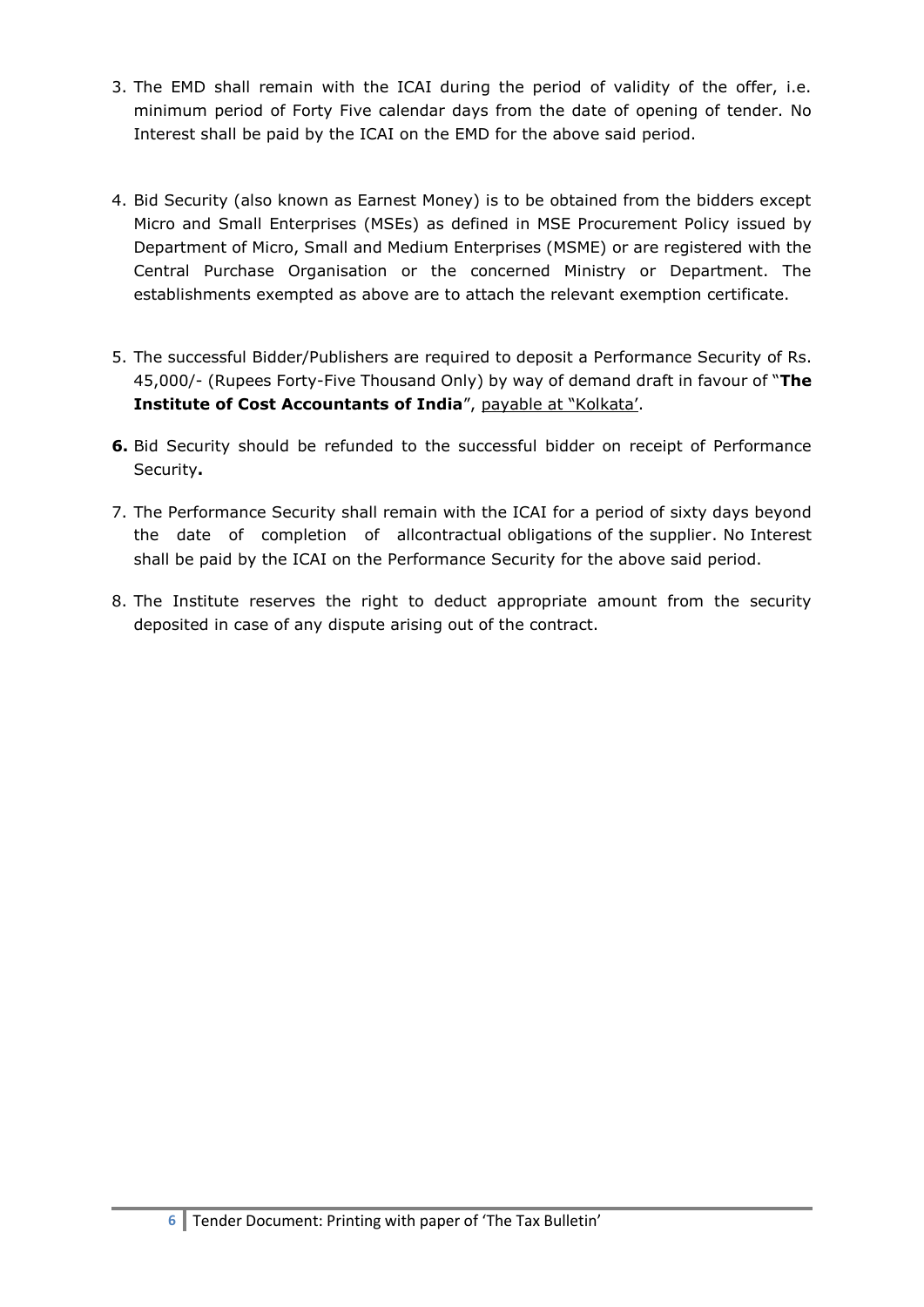3. The EMD shall remain with the ICAI during the period of validity of the offer, i.e. minimum period of Forty Five calendar days from the date of opening of tender. No Interest shall be paid by the ICAI on the EMD for the above said period.

4. Bid Security (also known as Earnest Money) is to be obtained from the bidders except Micro and Small Enterprises (MSEs) as defined in MSE Procurement Policy issued by Department of Micro, Small and Medium Enterprises (MSME) or are registered with the Central Purchase Organisation or the concerned Ministry or Department. The establishments exempted as above are to attach the relevant exemption certificate.

5. The successful Bidder/Publishers are required to deposit a Performance Security of Rs. 45,000/- (Rupees Forty-Five Thousand Only) by way of demand draft in favour of "**The Institute of Cost Accountants of India**", payable at "Kolkata'.

**6.** Bid Security should be refunded to the successful bidder on receipt of Performance Security**.**

7. The Performance Security shall remain with the ICAI for a period of sixty days beyond the date of completion of allcontractual obligations of the supplier. No Interest shall be paid by the ICAI on the Performance Security for the above said period.

8. The Institute reserves the right to deduct appropriate amount from the security deposited in case of any dispute arising out of the contract.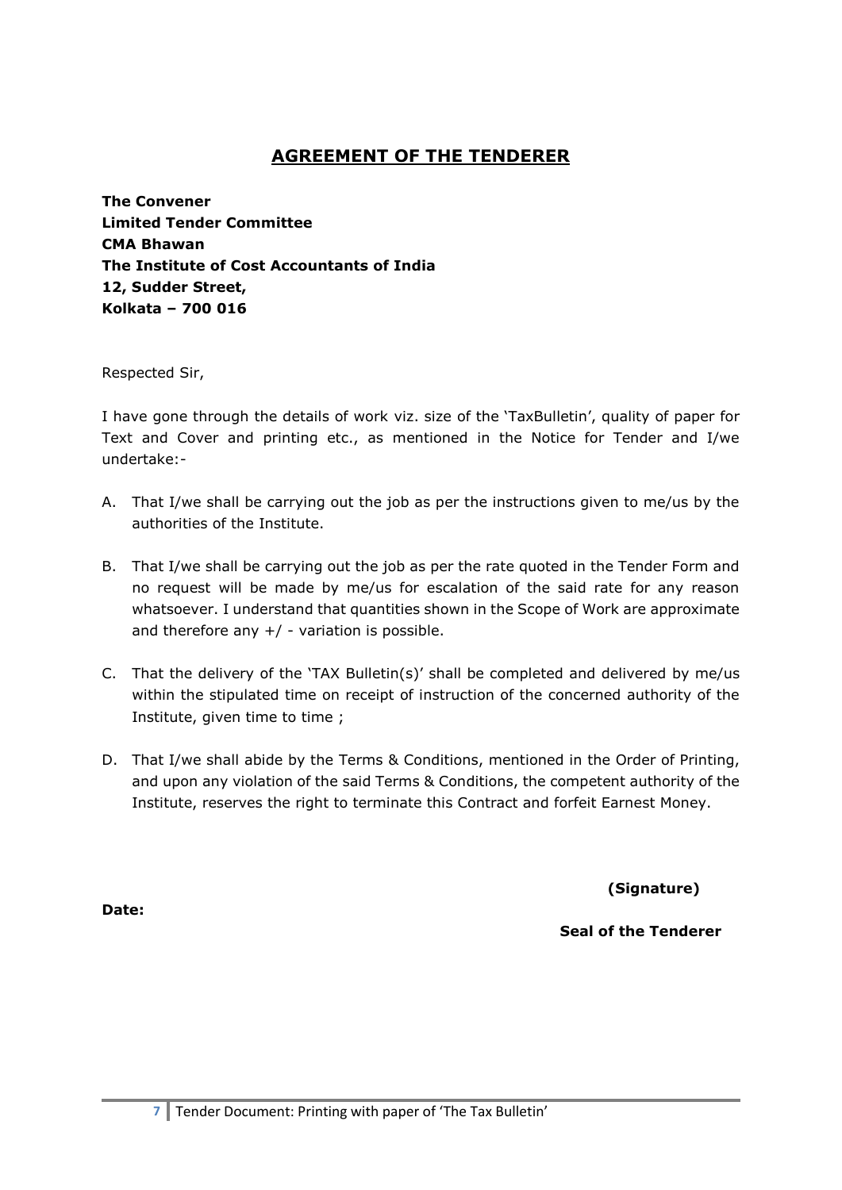## AGREEMENT OF THE TENDERER

**The Convener**
**Limited Tender Committee**
**CMA Bhawan**
**The Institute of Cost Accountants of India**
**12, Sudder Street,**
**Kolkata – 700 016**

Respected Sir,

I have gone through the details of work viz. size of the 'TaxBulletin', quality of paper for Text and Cover and printing etc., as mentioned in the Notice for Tender and I/we undertake:-

A. That I/we shall be carrying out the job as per the instructions given to me/us by the authorities of the Institute.

B. That I/we shall be carrying out the job as per the rate quoted in the Tender Form and no request will be made by me/us for escalation of the said rate for any reason whatsoever. I understand that quantities shown in the Scope of Work are approximate and therefore any +/ - variation is possible.

C. That the delivery of the 'TAX Bulletin(s)' shall be completed and delivered by me/us within the stipulated time on receipt of instruction of the concerned authority of the Institute, given time to time ;

D. That I/we shall abide by the Terms & Conditions, mentioned in the Order of Printing, and upon any violation of the said Terms & Conditions, the competent authority of the Institute, reserves the right to terminate this Contract and forfeit Earnest Money.

**(Signature)**

**Date:**

**Seal of the Tenderer**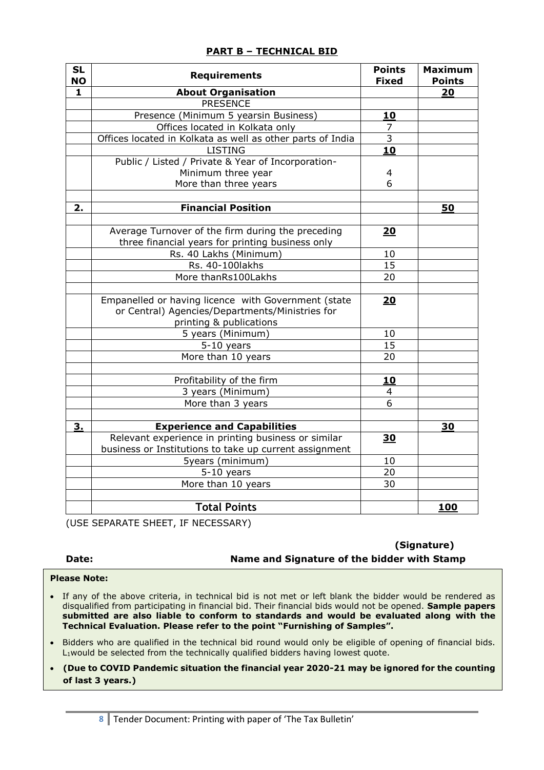## PART B – TECHNICAL BID

| SL NO | Requirements | Points Fixed | Maximum Points |
|---|---|---|---|
| **1** | **About Organisation** | | **20** |
| | PRESENCE | | |
| | Presence (Minimum 5 yearsin Business) | **10** | |
| | Offices located in Kolkata only | 7 | |
| | Offices located in Kolkata as well as other parts of India | 3 | |
| | LISTING | **10** | |
| | Public / Listed / Private & Year of Incorporation-<br>Minimum three year<br>More than three years | <br>4<br>6 | |
| | | | |
| **2.** | **Financial Position** | | **50** |
| | | | |
| | Average Turnover of the firm during the preceding three financial years for printing business only | **20** | |
| | Rs. 40 Lakhs (Minimum) | 10 | |
| | Rs. 40-100lakhs | 15 | |
| | More thanRs100Lakhs | 20 | |
| | | | |
| | Empanelled or having licence with Government (state or Central) Agencies/Departments/Ministries for printing & publications | **20** | |
| | 5 years (Minimum) | 10 | |
| | 5-10 years | 15 | |
| | More than 10 years | 20 | |
| | | | |
| | Profitability of the firm | **10** | |
| | 3 years (Minimum) | 4 | |
| | More than 3 years | 6 | |
| | | | |
| **3.** | **Experience and Capabilities** | | **30** |
| | Relevant experience in printing business or similar business or Institutions to take up current assignment | **30** | |
| | 5years (minimum) | 10 | |
| | 5-10 years | 20 | |
| | More than 10 years | 30 | |
| | | | |
| | **Total Points** | | **100** |

(USE SEPARATE SHEET, IF NECESSARY)

**(Signature)**

**Date:** **Name and Signature of the bidder with Stamp**

**Please Note:**

- If any of the above criteria, in technical bid is not met or left blank the bidder would be rendered as disqualified from participating in financial bid. Their financial bids would not be opened. **Sample papers submitted are also liable to conform to standards and would be evaluated along with the Technical Evaluation. Please refer to the point "Furnishing of Samples".**
- Bidders who are qualified in the technical bid round would only be eligible of opening of financial bids. $L_1$would be selected from the technically qualified bidders having lowest quote.
- **(Due to COVID Pandemic situation the financial year 2020-21 may be ignored for the counting of last 3 years.)**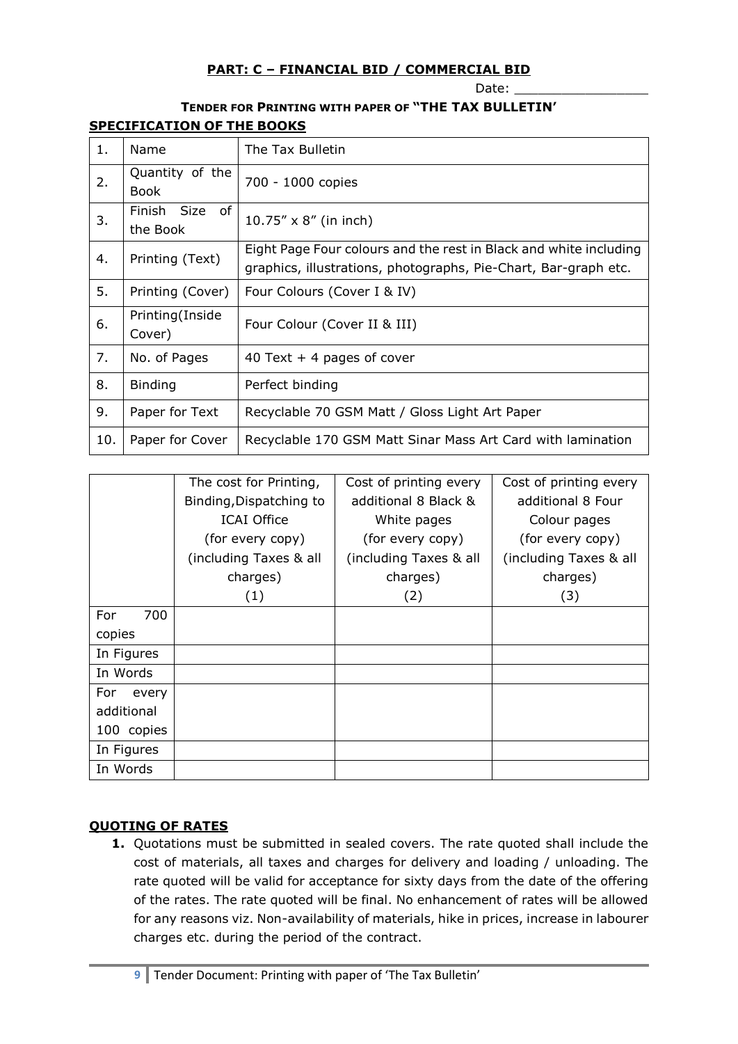## PART: C – FINANCIAL BID / COMMERCIAL BID

Date: _________________

**TENDER FOR PRINTING WITH PAPER OF "THE TAX BULLETIN'**

**SPECIFICATION OF THE BOOKS**

| 1. | Name | The Tax Bulletin |
|---|---|---|
| 2. | Quantity of the Book | 700 - 1000 copies |
| 3. | Finish Size of the Book | 10.75" x 8" (in inch) |
| 4. | Printing (Text) | Eight Page Four colours and the rest in Black and white including graphics, illustrations, photographs, Pie-Chart, Bar-graph etc. |
| 5. | Printing (Cover) | Four Colours (Cover I & IV) |
| 6. | Printing(Inside Cover) | Four Colour (Cover II & III) |
| 7. | No. of Pages | 40 Text + 4 pages of cover |
| 8. | Binding | Perfect binding |
| 9. | Paper for Text | Recyclable 70 GSM Matt / Gloss Light Art Paper |
| 10. | Paper for Cover | Recyclable 170 GSM Matt Sinar Mass Art Card with lamination |

| | The cost for Printing, Binding,Dispatching to ICAI Office (for every copy) (including Taxes & all charges) (1) | Cost of printing every additional 8 Black & White pages (for every copy) (including Taxes & all charges) (2) | Cost of printing every additional 8 Four Colour pages (for every copy) (including Taxes & all charges) (3) |
|---|---|---|---|
| For 700 copies | | | |
| In Figures | | | |
| In Words | | | |
| For every additional 100 copies | | | |
| In Figures | | | |
| In Words | | | |

**QUOTING OF RATES**

1. Quotations must be submitted in sealed covers. The rate quoted shall include the cost of materials, all taxes and charges for delivery and loading / unloading. The rate quoted will be valid for acceptance for sixty days from the date of the offering of the rates. The rate quoted will be final. No enhancement of rates will be allowed for any reasons viz. Non-availability of materials, hike in prices, increase in labourer charges etc. during the period of the contract.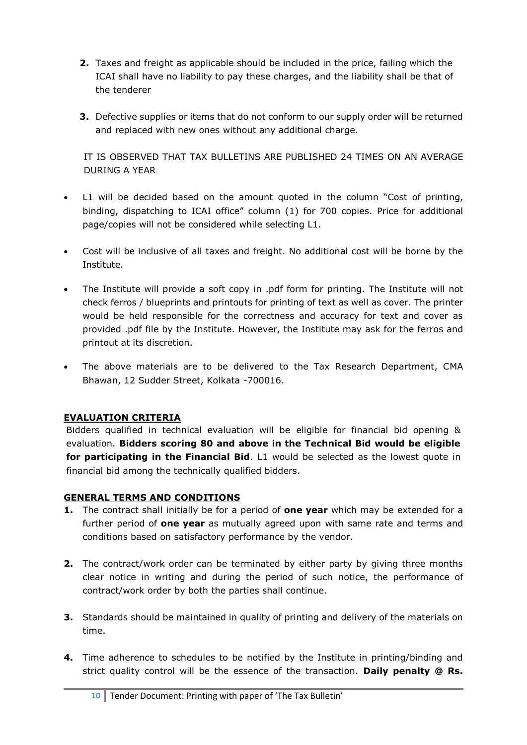2. Taxes and freight as applicable should be included in the price, failing which the ICAI shall have no liability to pay these charges, and the liability shall be that of the tenderer

3. Defective supplies or items that do not conform to our supply order will be returned and replaced with new ones without any additional charge.

IT IS OBSERVED THAT TAX BULLETINS ARE PUBLISHED 24 TIMES ON AN AVERAGE DURING A YEAR

- L1 will be decided based on the amount quoted in the column "Cost of printing, binding, dispatching to ICAI office" column (1) for 700 copies. Price for additional page/copies will not be considered while selecting L1.
- Cost will be inclusive of all taxes and freight. No additional cost will be borne by the Institute.
- The Institute will provide a soft copy in .pdf form for printing. The Institute will not check ferros / blueprints and printouts for printing of text as well as cover. The printer would be held responsible for the correctness and accuracy for text and cover as provided .pdf file by the Institute. However, the Institute may ask for the ferros and printout at its discretion.
- The above materials are to be delivered to the Tax Research Department, CMA Bhawan, 12 Sudder Street, Kolkata -700016.

## EVALUATION CRITERIA

Bidders qualified in technical evaluation will be eligible for financial bid opening & evaluation. **Bidders scoring 80 and above in the Technical Bid would be eligible for participating in the Financial Bid**. L1 would be selected as the lowest quote in financial bid among the technically qualified bidders.

## GENERAL TERMS AND CONDITIONS

1. The contract shall initially be for a period of **one year** which may be extended for a further period of **one year** as mutually agreed upon with same rate and terms and conditions based on satisfactory performance by the vendor.

2. The contract/work order can be terminated by either party by giving three months clear notice in writing and during the period of such notice, the performance of contract/work order by both the parties shall continue.

3. Standards should be maintained in quality of printing and delivery of the materials on time.

4. Time adherence to schedules to be notified by the Institute in printing/binding and strict quality control will be the essence of the transaction. **Daily penalty @ Rs.**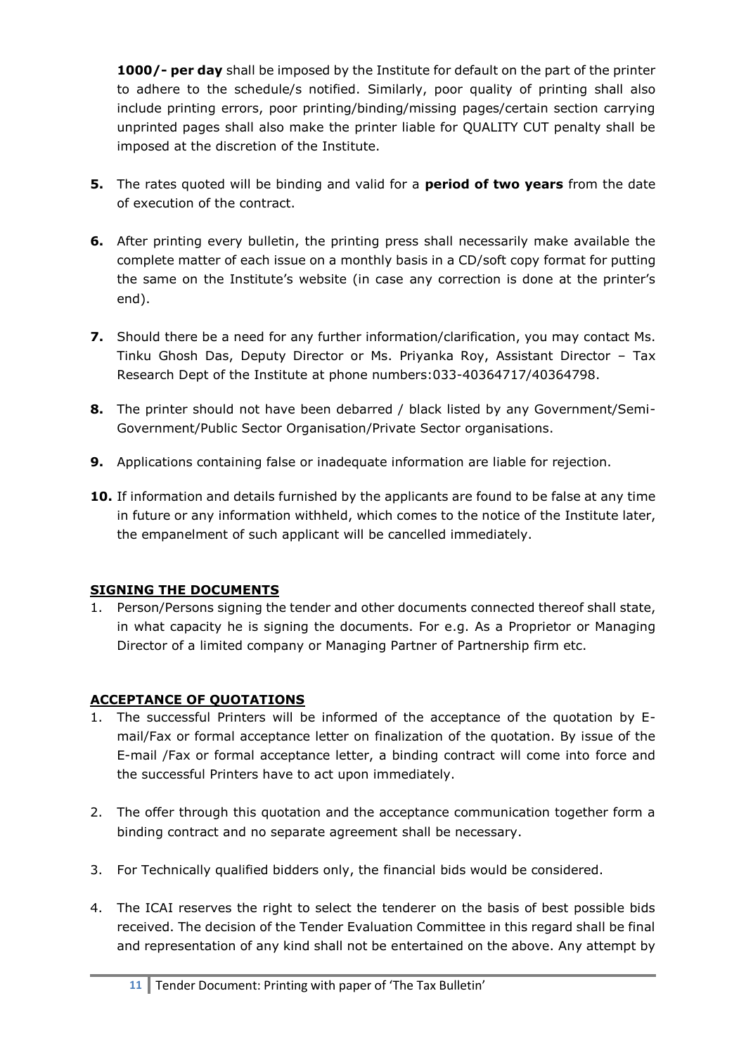**1000/- per day** shall be imposed by the Institute for default on the part of the printer to adhere to the schedule/s notified. Similarly, poor quality of printing shall also include printing errors, poor printing/binding/missing pages/certain section carrying unprinted pages shall also make the printer liable for QUALITY CUT penalty shall be imposed at the discretion of the Institute.

**5.** The rates quoted will be binding and valid for a **period of two years** from the date of execution of the contract.

**6.** After printing every bulletin, the printing press shall necessarily make available the complete matter of each issue on a monthly basis in a CD/soft copy format for putting the same on the Institute's website (in case any correction is done at the printer's end).

**7.** Should there be a need for any further information/clarification, you may contact Ms. Tinku Ghosh Das, Deputy Director or Ms. Priyanka Roy, Assistant Director – Tax Research Dept of the Institute at phone numbers:033-40364717/40364798.

**8.** The printer should not have been debarred / black listed by any Government/Semi-Government/Public Sector Organisation/Private Sector organisations.

**9.** Applications containing false or inadequate information are liable for rejection.

**10.** If information and details furnished by the applicants are found to be false at any time in future or any information withheld, which comes to the notice of the Institute later, the empanelment of such applicant will be cancelled immediately.

## SIGNING THE DOCUMENTS

1. Person/Persons signing the tender and other documents connected thereof shall state, in what capacity he is signing the documents. For e.g. As a Proprietor or Managing Director of a limited company or Managing Partner of Partnership firm etc.

## ACCEPTANCE OF QUOTATIONS

1. The successful Printers will be informed of the acceptance of the quotation by E-mail/Fax or formal acceptance letter on finalization of the quotation. By issue of the E-mail /Fax or formal acceptance letter, a binding contract will come into force and the successful Printers have to act upon immediately.

2. The offer through this quotation and the acceptance communication together form a binding contract and no separate agreement shall be necessary.

3. For Technically qualified bidders only, the financial bids would be considered.

4. The ICAI reserves the right to select the tenderer on the basis of best possible bids received. The decision of the Tender Evaluation Committee in this regard shall be final and representation of any kind shall not be entertained on the above. Any attempt by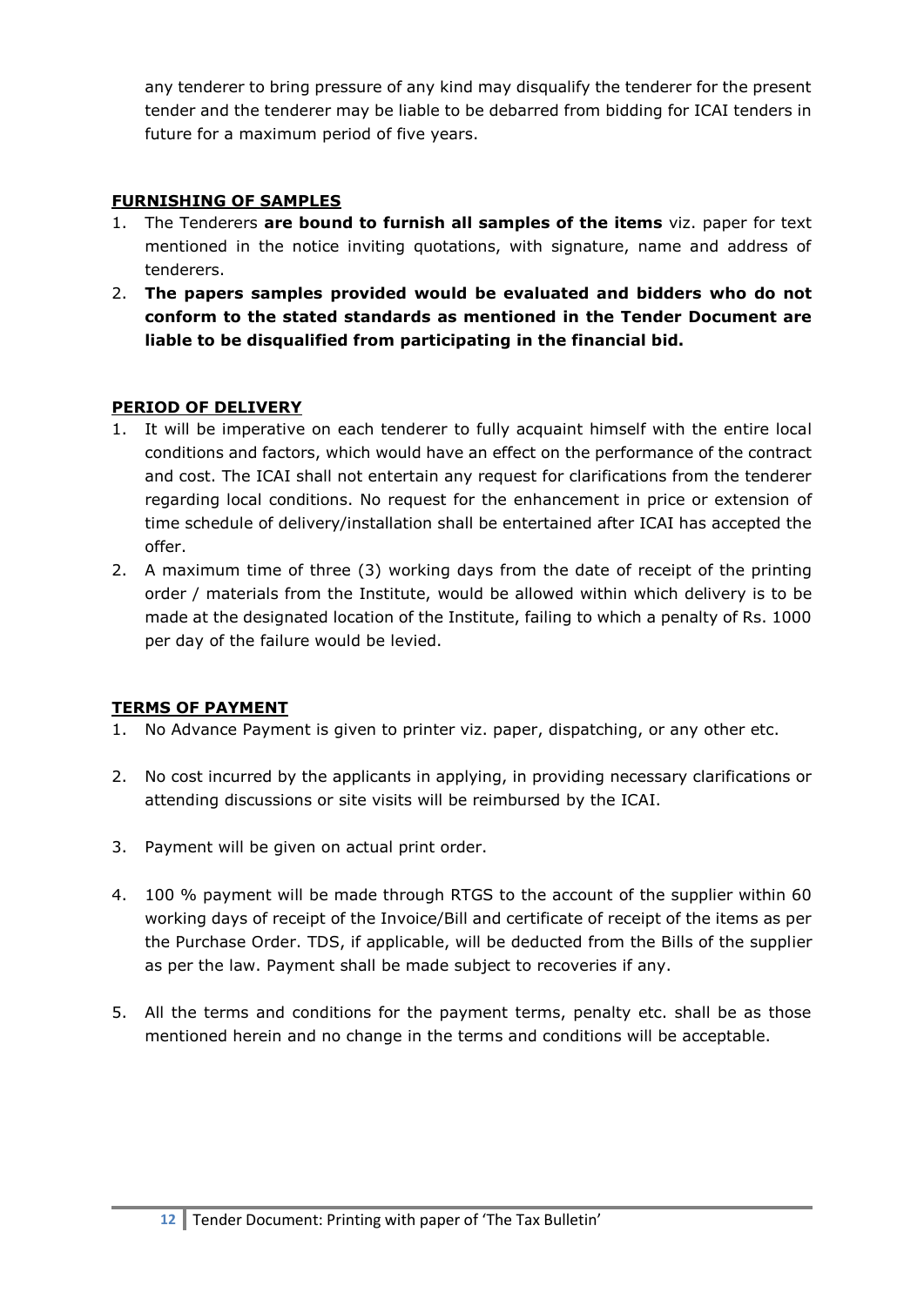any tenderer to bring pressure of any kind may disqualify the tenderer for the present tender and the tenderer may be liable to be debarred from bidding for ICAI tenders in future for a maximum period of five years.

## FURNISHING OF SAMPLES

1. The Tenderers **are bound to furnish all samples of the items** viz. paper for text mentioned in the notice inviting quotations, with signature, name and address of tenderers.
2. **The papers samples provided would be evaluated and bidders who do not conform to the stated standards as mentioned in the Tender Document are liable to be disqualified from participating in the financial bid.**

## PERIOD OF DELIVERY

1. It will be imperative on each tenderer to fully acquaint himself with the entire local conditions and factors, which would have an effect on the performance of the contract and cost. The ICAI shall not entertain any request for clarifications from the tenderer regarding local conditions. No request for the enhancement in price or extension of time schedule of delivery/installation shall be entertained after ICAI has accepted the offer.
2. A maximum time of three (3) working days from the date of receipt of the printing order / materials from the Institute, would be allowed within which delivery is to be made at the designated location of the Institute, failing to which a penalty of Rs. 1000 per day of the failure would be levied.

## TERMS OF PAYMENT

1. No Advance Payment is given to printer viz. paper, dispatching, or any other etc.
2. No cost incurred by the applicants in applying, in providing necessary clarifications or attending discussions or site visits will be reimbursed by the ICAI.
3. Payment will be given on actual print order.
4. 100 % payment will be made through RTGS to the account of the supplier within 60 working days of receipt of the Invoice/Bill and certificate of receipt of the items as per the Purchase Order. TDS, if applicable, will be deducted from the Bills of the supplier as per the law. Payment shall be made subject to recoveries if any.
5. All the terms and conditions for the payment terms, penalty etc. shall be as those mentioned herein and no change in the terms and conditions will be acceptable.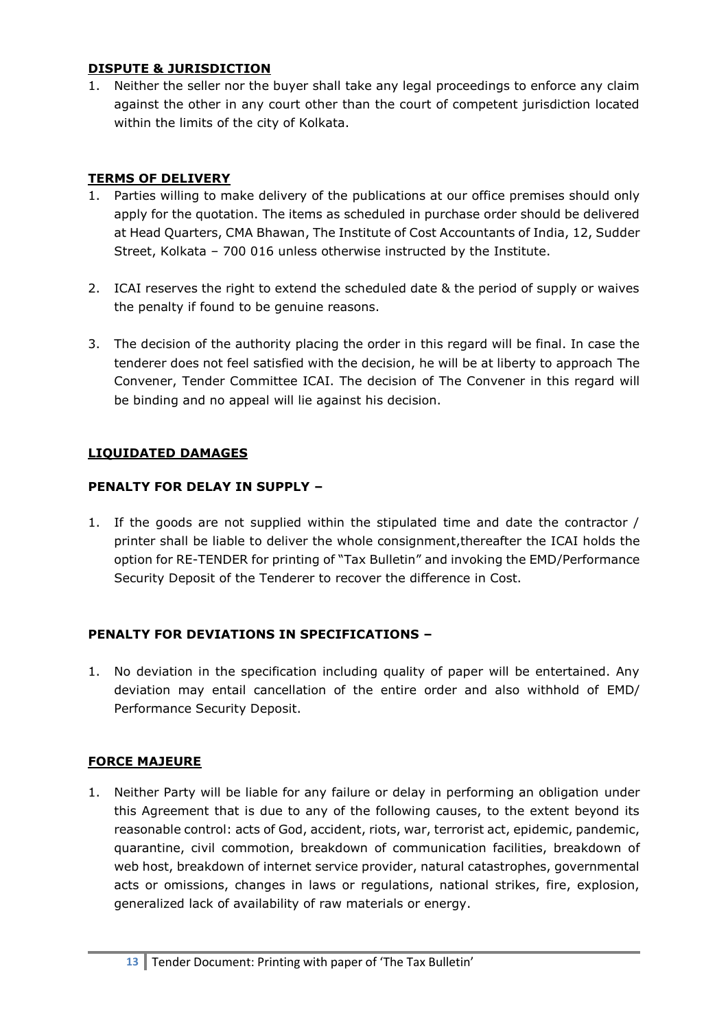## DISPUTE & JURISDICTION

1. Neither the seller nor the buyer shall take any legal proceedings to enforce any claim against the other in any court other than the court of competent jurisdiction located within the limits of the city of Kolkata.

## TERMS OF DELIVERY

1. Parties willing to make delivery of the publications at our office premises should only apply for the quotation. The items as scheduled in purchase order should be delivered at Head Quarters, CMA Bhawan, The Institute of Cost Accountants of India, 12, Sudder Street, Kolkata – 700 016 unless otherwise instructed by the Institute.

2. ICAI reserves the right to extend the scheduled date & the period of supply or waives the penalty if found to be genuine reasons.

3. The decision of the authority placing the order in this regard will be final. In case the tenderer does not feel satisfied with the decision, he will be at liberty to approach The Convener, Tender Committee ICAI. The decision of The Convener in this regard will be binding and no appeal will lie against his decision.

## LIQUIDATED DAMAGES

### PENALTY FOR DELAY IN SUPPLY –

1. If the goods are not supplied within the stipulated time and date the contractor / printer shall be liable to deliver the whole consignment,thereafter the ICAI holds the option for RE-TENDER for printing of "Tax Bulletin" and invoking the EMD/Performance Security Deposit of the Tenderer to recover the difference in Cost.

### PENALTY FOR DEVIATIONS IN SPECIFICATIONS –

1. No deviation in the specification including quality of paper will be entertained. Any deviation may entail cancellation of the entire order and also withhold of EMD/ Performance Security Deposit.

## FORCE MAJEURE

1. Neither Party will be liable for any failure or delay in performing an obligation under this Agreement that is due to any of the following causes, to the extent beyond its reasonable control: acts of God, accident, riots, war, terrorist act, epidemic, pandemic, quarantine, civil commotion, breakdown of communication facilities, breakdown of web host, breakdown of internet service provider, natural catastrophes, governmental acts or omissions, changes in laws or regulations, national strikes, fire, explosion, generalized lack of availability of raw materials or energy.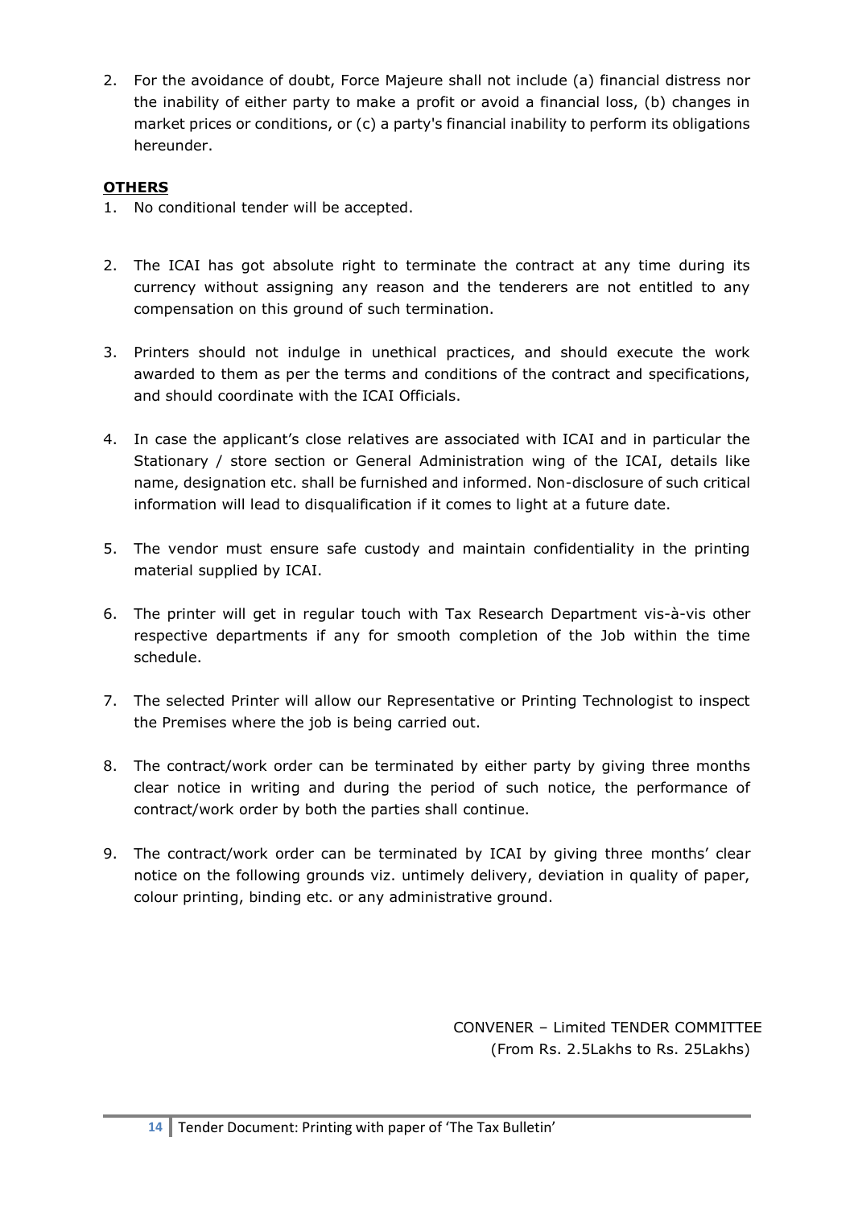2. For the avoidance of doubt, Force Majeure shall not include (a) financial distress nor the inability of either party to make a profit or avoid a financial loss, (b) changes in market prices or conditions, or (c) a party's financial inability to perform its obligations hereunder.

## OTHERS

1. No conditional tender will be accepted.

2. The ICAI has got absolute right to terminate the contract at any time during its currency without assigning any reason and the tenderers are not entitled to any compensation on this ground of such termination.

3. Printers should not indulge in unethical practices, and should execute the work awarded to them as per the terms and conditions of the contract and specifications, and should coordinate with the ICAI Officials.

4. In case the applicant's close relatives are associated with ICAI and in particular the Stationary / store section or General Administration wing of the ICAI, details like name, designation etc. shall be furnished and informed. Non-disclosure of such critical information will lead to disqualification if it comes to light at a future date.

5. The vendor must ensure safe custody and maintain confidentiality in the printing material supplied by ICAI.

6. The printer will get in regular touch with Tax Research Department vis-à-vis other respective departments if any for smooth completion of the Job within the time schedule.

7. The selected Printer will allow our Representative or Printing Technologist to inspect the Premises where the job is being carried out.

8. The contract/work order can be terminated by either party by giving three months clear notice in writing and during the period of such notice, the performance of contract/work order by both the parties shall continue.

9. The contract/work order can be terminated by ICAI by giving three months' clear notice on the following grounds viz. untimely delivery, deviation in quality of paper, colour printing, binding etc. or any administrative ground.

CONVENER – Limited TENDER COMMITTEE
(From Rs. 2.5Lakhs to Rs. 25Lakhs)